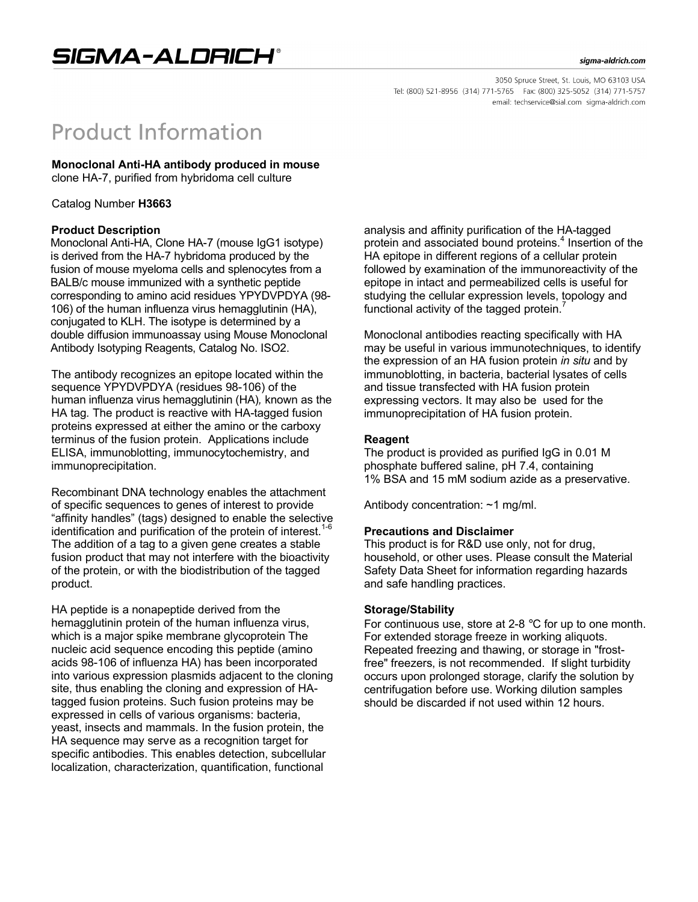# Product Information

**Monoclonal Anti-HA antibody produced in mouse**
clone HA-7, purified from hybridoma cell culture

Catalog Number **H3663**

## Product Description

Monoclonal Anti-HA, Clone HA-7 (mouse IgG1 isotype) is derived from the HA-7 hybridoma produced by the fusion of mouse myeloma cells and splenocytes from a BALB/c mouse immunized with a synthetic peptide corresponding to amino acid residues YPYDVPDYA (98-106) of the human influenza virus hemagglutinin (HA), conjugated to KLH. The isotype is determined by a double diffusion immunoassay using Mouse Monoclonal Antibody Isotyping Reagents, Catalog No. ISO2.

The antibody recognizes an epitope located within the sequence YPYDVPDYA (residues 98-106) of the human influenza virus hemagglutinin (HA), known as the HA tag. The product is reactive with HA-tagged fusion proteins expressed at either the amino or the carboxy terminus of the fusion protein. Applications include ELISA, immunoblotting, immunocytochemistry, and immunoprecipitation.

Recombinant DNA technology enables the attachment of specific sequences to genes of interest to provide "affinity handles" (tags) designed to enable the selective identification and purification of the protein of interest.[1-6] The addition of a tag to a given gene creates a stable fusion product that may not interfere with the bioactivity of the protein, or with the biodistribution of the tagged product.

HA peptide is a nonapeptide derived from the hemagglutinin protein of the human influenza virus, which is a major spike membrane glycoprotein The nucleic acid sequence encoding this peptide (amino acids 98-106 of influenza HA) has been incorporated into various expression plasmids adjacent to the cloning site, thus enabling the cloning and expression of HA-tagged fusion proteins. Such fusion proteins may be expressed in cells of various organisms: bacteria, yeast, insects and mammals. In the fusion protein, the HA sequence may serve as a recognition target for specific antibodies. This enables detection, subcellular localization, characterization, quantification, functional analysis and affinity purification of the HA-tagged protein and associated bound proteins.[4] Insertion of the HA epitope in different regions of a cellular protein followed by examination of the immunoreactivity of the epitope in intact and permeabilized cells is useful for studying the cellular expression levels, topology and functional activity of the tagged protein.[7]

Monoclonal antibodies reacting specifically with HA may be useful in various immunotechniques, to identify the expression of an HA fusion protein *in situ* and by immunoblotting, in bacteria, bacterial lysates of cells and tissue transfected with HA fusion protein expressing vectors. It may also be used for the immunoprecipitation of HA fusion protein.

## Reagent

The product is provided as purified IgG in 0.01 M phosphate buffered saline, pH 7.4, containing 1% BSA and 15 mM sodium azide as a preservative.

Antibody concentration: ~1 mg/ml.

## Precautions and Disclaimer

This product is for R&D use only, not for drug, household, or other uses. Please consult the Material Safety Data Sheet for information regarding hazards and safe handling practices.

## Storage/Stability

For continuous use, store at 2-8 °C for up to one month. For extended storage freeze in working aliquots. Repeated freezing and thawing, or storage in "frost-free" freezers, is not recommended. If slight turbidity occurs upon prolonged storage, clarify the solution by centrifugation before use. Working dilution samples should be discarded if not used within 12 hours.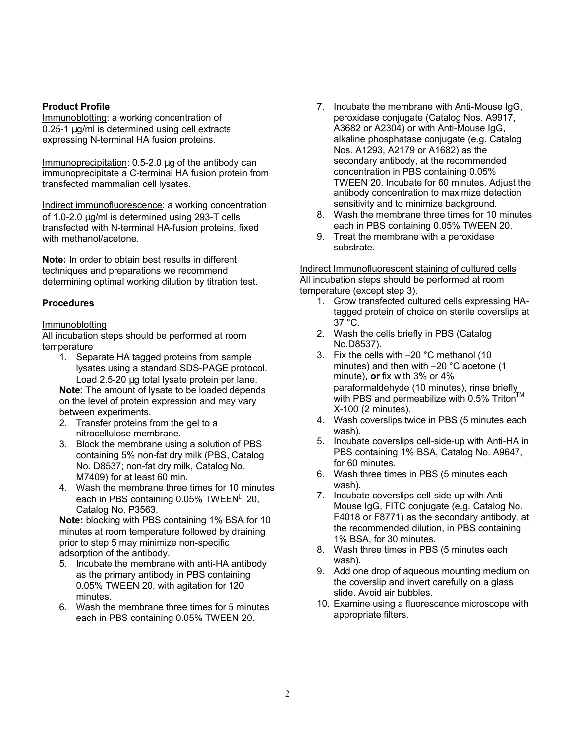**Product Profile**

Immunoblotting: a working concentration of 0.25-1 µg/ml is determined using cell extracts expressing N-terminal HA fusion proteins.

Immunoprecipitation: 0.5-2.0 µg of the antibody can immunoprecipitate a C-terminal HA fusion protein from transfected mammalian cell lysates.

Indirect immunofluorescence: a working concentration of 1.0-2.0 µg/ml is determined using 293-T cells transfected with N-terminal HA-fusion proteins, fixed with methanol/acetone.

**Note:** In order to obtain best results in different techniques and preparations we recommend determining optimal working dilution by titration test.

**Procedures**

Immunoblotting

All incubation steps should be performed at room temperature

1. Separate HA tagged proteins from sample lysates using a standard SDS-PAGE protocol. Load 2.5-20 µg total lysate protein per lane.
   **Note**: The amount of lysate to be loaded depends on the level of protein expression and may vary between experiments.
2. Transfer proteins from the gel to a nitrocellulose membrane.
3. Block the membrane using a solution of PBS containing 5% non-fat dry milk (PBS, Catalog No. D8537; non-fat dry milk, Catalog No. M7409) for at least 60 min.
4. Wash the membrane three times for 10 minutes each in PBS containing 0.05% TWEEN® 20, Catalog No. P3563.
   **Note:** blocking with PBS containing 1% BSA for 10 minutes at room temperature followed by draining prior to step 5 may minimize non-specific adsorption of the antibody.
5. Incubate the membrane with anti-HA antibody as the primary antibody in PBS containing 0.05% TWEEN 20, with agitation for 120 minutes.
6. Wash the membrane three times for 5 minutes each in PBS containing 0.05% TWEEN 20.
7. Incubate the membrane with Anti-Mouse IgG, peroxidase conjugate (Catalog Nos. A9917, A3682 or A2304) or with Anti-Mouse IgG, alkaline phosphatase conjugate (e.g. Catalog Nos. A1293, A2179 or A1682) as the secondary antibody, at the recommended concentration in PBS containing 0.05% TWEEN 20. Incubate for 60 minutes. Adjust the antibody concentration to maximize detection sensitivity and to minimize background.
8. Wash the membrane three times for 10 minutes each in PBS containing 0.05% TWEEN 20.
9. Treat the membrane with a peroxidase substrate.

Indirect Immunofluorescent staining of cultured cells

All incubation steps should be performed at room temperature (except step 3).

1. Grow transfected cultured cells expressing HA-tagged protein of choice on sterile coverslips at 37 °C.
2. Wash the cells briefly in PBS (Catalog No.D8537).
3. Fix the cells with –20 °C methanol (10 minutes) and then with –20 °C acetone (1 minute), **or** fix with 3% or 4% paraformaldehyde (10 minutes), rinse briefly with PBS and permeabilize with 0.5% Triton™ X-100 (2 minutes).
4. Wash coverslips twice in PBS (5 minutes each wash).
5. Incubate coverslips cell-side-up with Anti-HA in PBS containing 1% BSA, Catalog No. A9647, for 60 minutes.
6. Wash three times in PBS (5 minutes each wash).
7. Incubate coverslips cell-side-up with Anti-Mouse IgG, FITC conjugate (e.g. Catalog No. F4018 or F8771) as the secondary antibody, at the recommended dilution, in PBS containing 1% BSA, for 30 minutes.
8. Wash three times in PBS (5 minutes each wash).
9. Add one drop of aqueous mounting medium on the coverslip and invert carefully on a glass slide. Avoid air bubbles.
10. Examine using a fluorescence microscope with appropriate filters.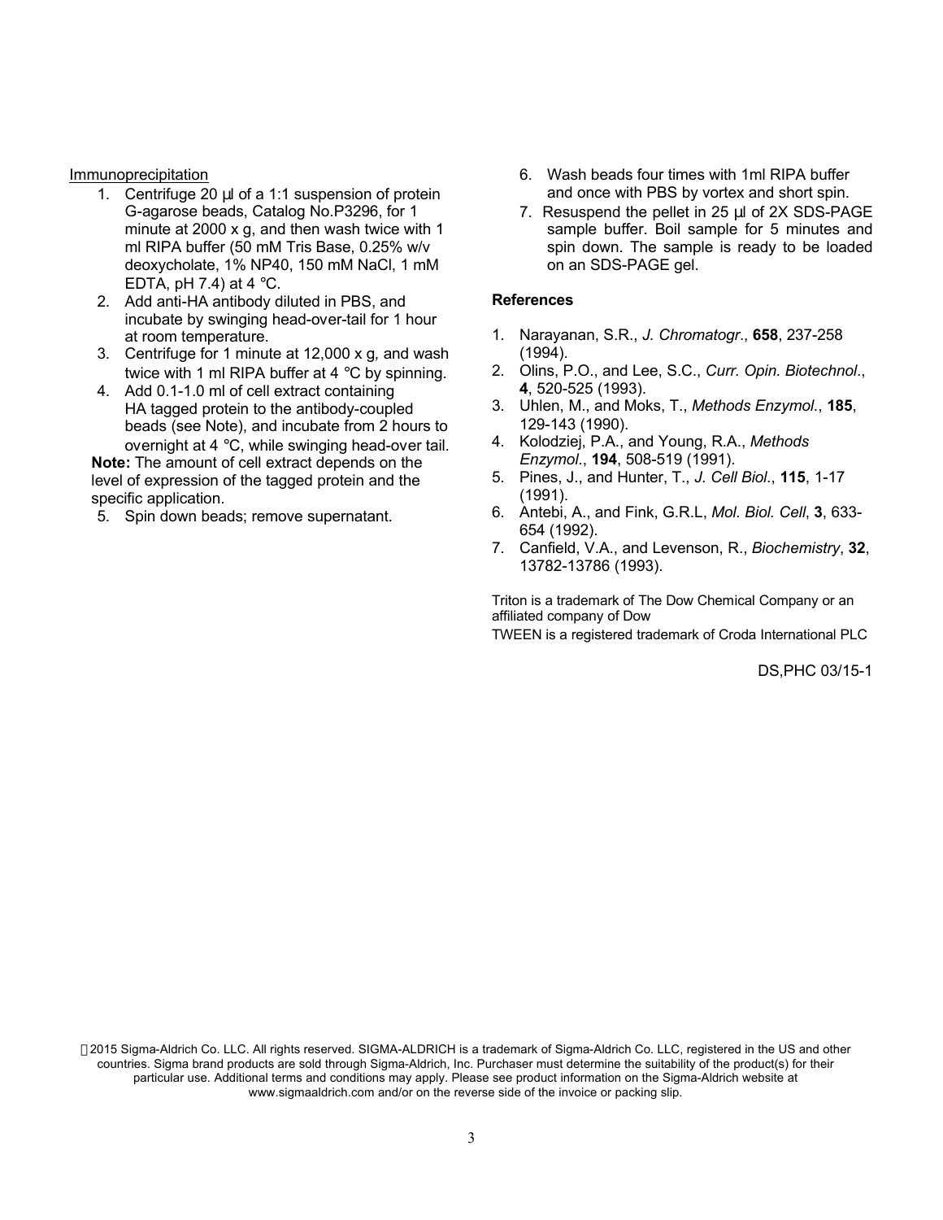Immunoprecipitation

1. Centrifuge 20 µl of a 1:1 suspension of protein G-agarose beads, Catalog No.P3296, for 1 minute at 2000 x g, and then wash twice with 1 ml RIPA buffer (50 mM Tris Base, 0.25% w/v deoxycholate, 1% NP40, 150 mM NaCl, 1 mM EDTA, pH 7.4) at 4 °C.
2. Add anti-HA antibody diluted in PBS, and incubate by swinging head-over-tail for 1 hour at room temperature.
3. Centrifuge for 1 minute at 12,000 x g, and wash twice with 1 ml RIPA buffer at 4 °C by spinning.
4. Add 0.1-1.0 ml of cell extract containing HA tagged protein to the antibody-coupled beads (see Note), and incubate from 2 hours to overnight at 4 °C, while swinging head-over tail.

**Note:** The amount of cell extract depends on the level of expression of the tagged protein and the specific application.

5. Spin down beads; remove supernatant.
6. Wash beads four times with 1ml RIPA buffer and once with PBS by vortex and short spin.
7. Resuspend the pellet in 25 µl of 2X SDS-PAGE sample buffer. Boil sample for 5 minutes and spin down. The sample is ready to be loaded on an SDS-PAGE gel.

**References**

1. Narayanan, S.R., *J. Chromatogr*., **658**, 237-258 (1994).
2. Olins, P.O., and Lee, S.C., *Curr. Opin. Biotechnol*., **4**, 520-525 (1993).
3. Uhlen, M., and Moks, T., *Methods Enzymol*., **185**, 129-143 (1990).
4. Kolodziej, P.A., and Young, R.A., *Methods Enzymol*., **194**, 508-519 (1991).
5. Pines, J., and Hunter, T., *J. Cell Biol*., **115**, 1-17 (1991).
6. Antebi, A., and Fink, G.R.L, *Mol. Biol. Cell*, **3**, 633-654 (1992).
7. Canfield, V.A., and Levenson, R., *Biochemistry*, **32**, 13782-13786 (1993).

Triton is a trademark of The Dow Chemical Company or an affiliated company of Dow

TWEEN is a registered trademark of Croda International PLC

DS,PHC 03/15-1

©2015 Sigma-Aldrich Co. LLC. All rights reserved. SIGMA-ALDRICH is a trademark of Sigma-Aldrich Co. LLC, registered in the US and other countries. Sigma brand products are sold through Sigma-Aldrich, Inc. Purchaser must determine the suitability of the product(s) for their particular use. Additional terms and conditions may apply. Please see product information on the Sigma-Aldrich website at www.sigmaaldrich.com and/or on the reverse side of the invoice or packing slip.